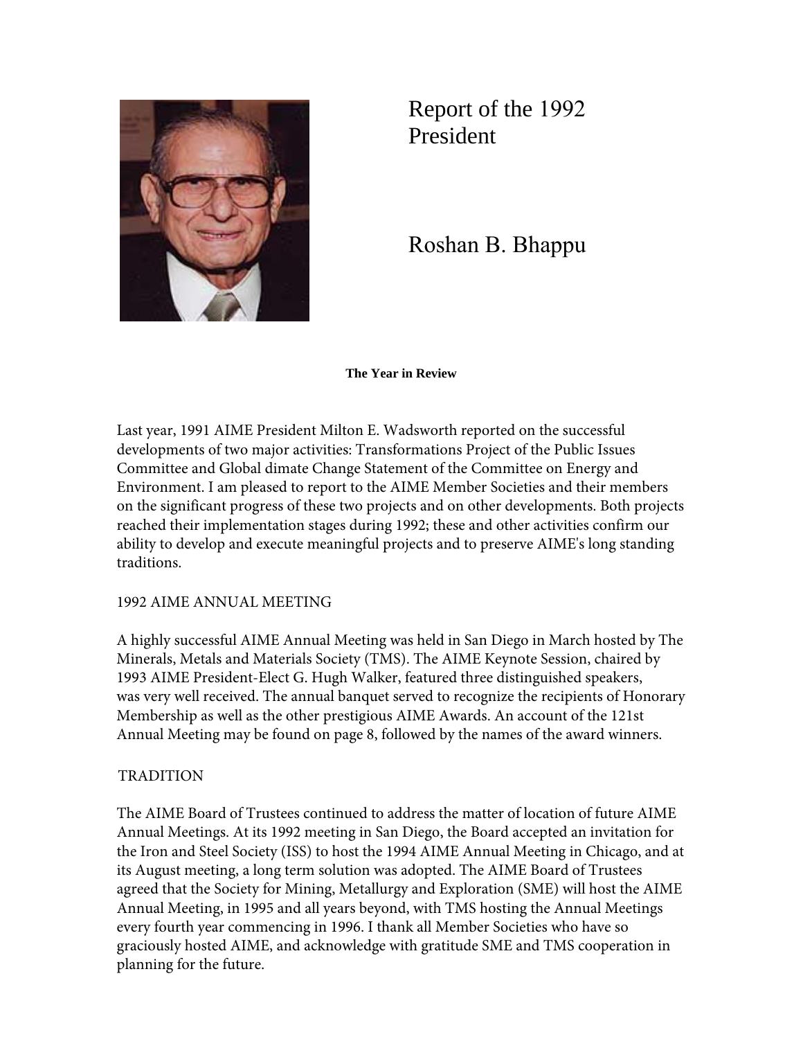# Report of the 1992 President

## Roshan B. Bhappu

**The Year in Review**

Last year, 1991 AIME President Milton E. Wadsworth reported on the successful developments of two major activities: Transformations Project of the Public Issues Committee and Global dimate Change Statement of the Committee on Energy and Environment. I am pleased to report to the AIME Member Societies and their members on the significant progress of these two projects and on other developments. Both projects reached their implementation stages during 1992; these and other activities confirm our ability to develop and execute meaningful projects and to preserve AIME's long standing traditions.

1992 AIME ANNUAL MEETING

A highly successful AIME Annual Meeting was held in San Diego in March hosted by The Minerals, Metals and Materials Society (TMS). The AIME Keynote Session, chaired by 1993 AIME President-Elect G. Hugh Walker, featured three distinguished speakers, was very well received. The annual banquet served to recognize the recipients of Honorary Membership as well as the other prestigious AIME Awards. An account of the 121st Annual Meeting may be found on page 8, followed by the names of the award winners.

TRADITION

The AIME Board of Trustees continued to address the matter of location of future AIME Annual Meetings. At its 1992 meeting in San Diego, the Board accepted an invitation for the Iron and Steel Society (ISS) to host the 1994 AIME Annual Meeting in Chicago, and at its August meeting, a long term solution was adopted. The AIME Board of Trustees agreed that the Society for Mining, Metallurgy and Exploration (SME) will host the AIME Annual Meeting, in 1995 and all years beyond, with TMS hosting the Annual Meetings every fourth year commencing in 1996. I thank all Member Societies who have so graciously hosted AIME, and acknowledge with gratitude SME and TMS cooperation in planning for the future.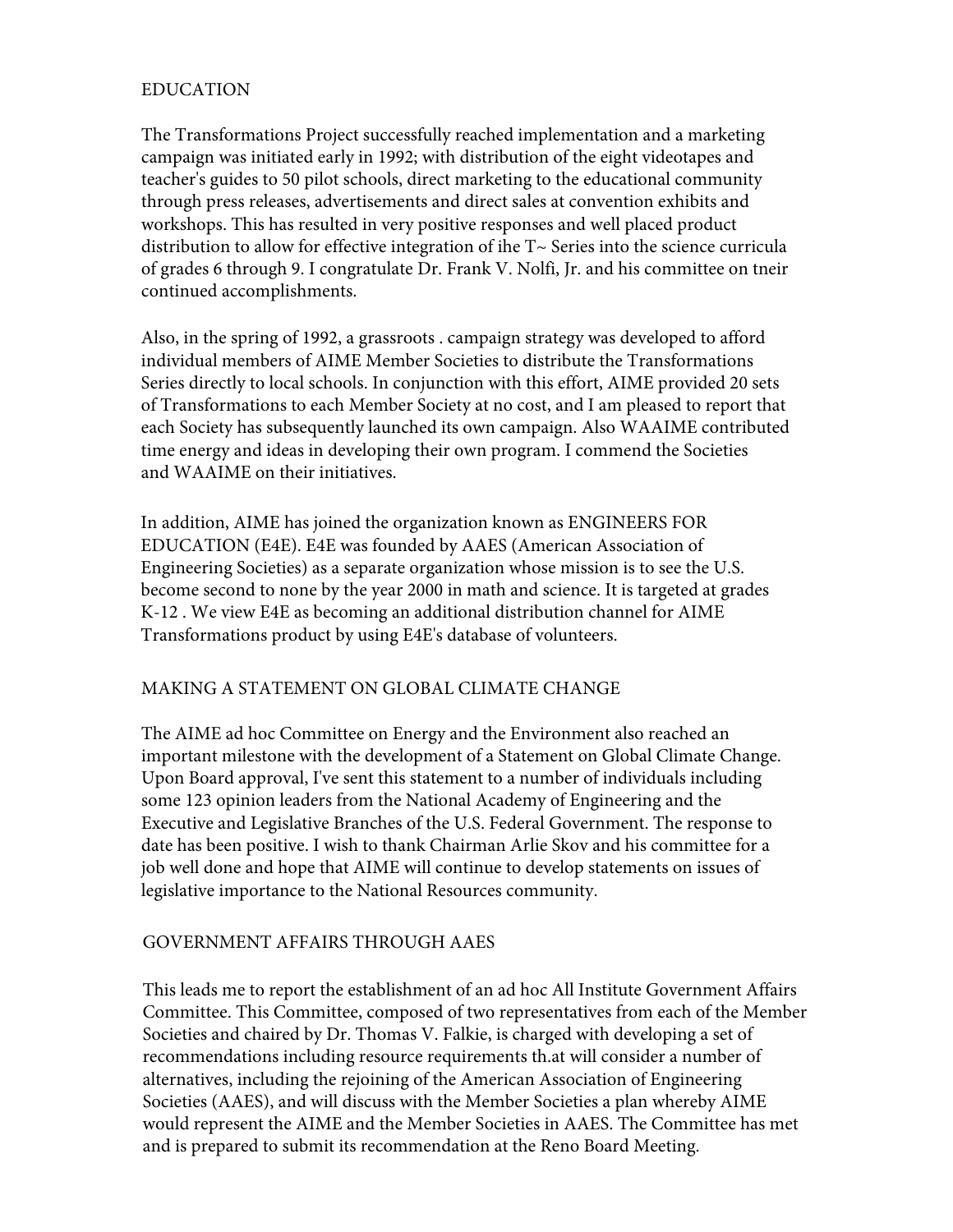## EDUCATION

The Transformations Project successfully reached implementation and a marketing campaign was initiated early in 1992; with distribution of the eight videotapes and teacher's guides to 50 pilot schools, direct marketing to the educational community through press releases, advertisements and direct sales at convention exhibits and workshops. This has resulted in very positive responses and well placed product distribution to allow for effective integration of ihe T~ Series into the science curricula of grades 6 through 9. I congratulate Dr. Frank V. Nolfi, Jr. and his committee on tneir continued accomplishments.

Also, in the spring of 1992, a grassroots . campaign strategy was developed to afford individual members of AIME Member Societies to distribute the Transformations Series directly to local schools. In conjunction with this effort, AIME provided 20 sets of Transformations to each Member Society at no cost, and I am pleased to report that each Society has subsequently launched its own campaign. Also WAAIME contributed time energy and ideas in developing their own program. I commend the Societies and WAAIME on their initiatives.

In addition, AIME has joined the organization known as ENGINEERS FOR EDUCATION (E4E). E4E was founded by AAES (American Association of Engineering Societies) as a separate organization whose mission is to see the U.S. become second to none by the year 2000 in math and science. It is targeted at grades K-12 . We view E4E as becoming an additional distribution channel for AIME Transformations product by using E4E's database of volunteers.

## MAKING A STATEMENT ON GLOBAL CLIMATE CHANGE

The AIME ad hoc Committee on Energy and the Environment also reached an important milestone with the development of a Statement on Global Climate Change. Upon Board approval, I've sent this statement to a number of individuals including some 123 opinion leaders from the National Academy of Engineering and the Executive and Legislative Branches of the U.S. Federal Government. The response to date has been positive. I wish to thank Chairman Arlie Skov and his committee for a job well done and hope that AIME will continue to develop statements on issues of legislative importance to the National Resources community.

## GOVERNMENT AFFAIRS THROUGH AAES

This leads me to report the establishment of an ad hoc All Institute Government Affairs Committee. This Committee, composed of two representatives from each of the Member Societies and chaired by Dr. Thomas V. Falkie, is charged with developing a set of recommendations including resource requirements th.at will consider a number of alternatives, including the rejoining of the American Association of Engineering Societies (AAES), and will discuss with the Member Societies a plan whereby AIME would represent the AIME and the Member Societies in AAES. The Committee has met and is prepared to submit its recommendation at the Reno Board Meeting.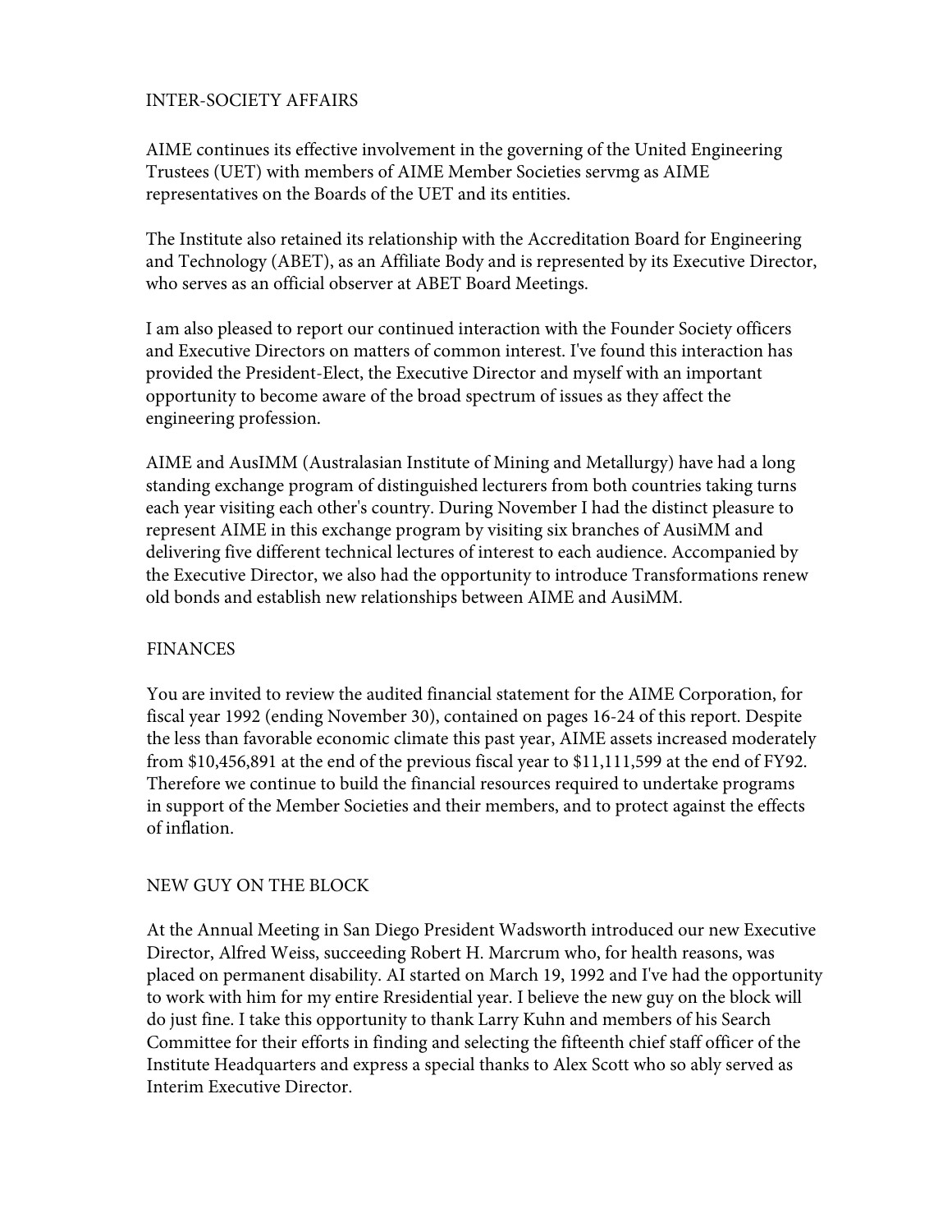## INTER-SOCIETY AFFAIRS

AIME continues its effective involvement in the governing of the United Engineering Trustees (UET) with members of AIME Member Societies servmg as AIME representatives on the Boards of the UET and its entities.

The Institute also retained its relationship with the Accreditation Board for Engineering and Technology (ABET), as an Affiliate Body and is represented by its Executive Director, who serves as an official observer at ABET Board Meetings.

I am also pleased to report our continued interaction with the Founder Society officers and Executive Directors on matters of common interest. I've found this interaction has provided the President-Elect, the Executive Director and myself with an important opportunity to become aware of the broad spectrum of issues as they affect the engineering profession.

AIME and AusIMM (Australasian Institute of Mining and Metallurgy) have had a long standing exchange program of distinguished lecturers from both countries taking turns each year visiting each other's country. During November I had the distinct pleasure to represent AIME in this exchange program by visiting six branches of AusiMM and delivering five different technical lectures of interest to each audience. Accompanied by the Executive Director, we also had the opportunity to introduce Transformations renew old bonds and establish new relationships between AIME and AusiMM.

## FINANCES

You are invited to review the audited financial statement for the AIME Corporation, for fiscal year 1992 (ending November 30), contained on pages 16-24 of this report. Despite the less than favorable economic climate this past year, AIME assets increased moderately from $10,456,891 at the end of the previous fiscal year to $11,111,599 at the end of FY92. Therefore we continue to build the financial resources required to undertake programs in support of the Member Societies and their members, and to protect against the effects of inflation.

## NEW GUY ON THE BLOCK

At the Annual Meeting in San Diego President Wadsworth introduced our new Executive Director, Alfred Weiss, succeeding Robert H. Marcrum who, for health reasons, was placed on permanent disability. AI started on March 19, 1992 and I've had the opportunity to work with him for my entire Rresidential year. I believe the new guy on the block will do just fine. I take this opportunity to thank Larry Kuhn and members of his Search Committee for their efforts in finding and selecting the fifteenth chief staff officer of the Institute Headquarters and express a special thanks to Alex Scott who so ably served as Interim Executive Director.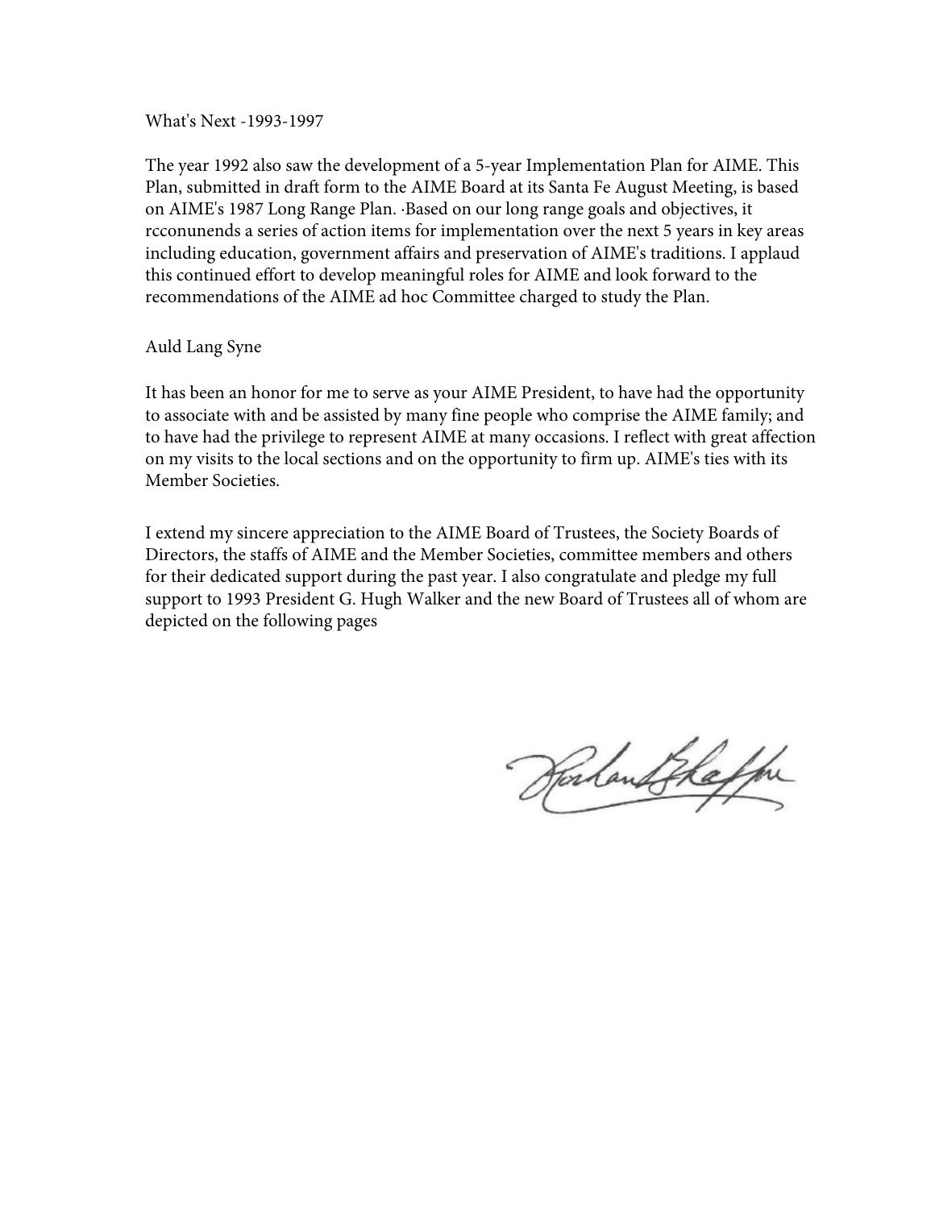What's Next -1993-1997

The year 1992 also saw the development of a 5-year Implementation Plan for AIME. This Plan, submitted in draft form to the AIME Board at its Santa Fe August Meeting, is based on AIME's 1987 Long Range Plan. ·Based on our long range goals and objectives, it rcconunends a series of action items for implementation over the next 5 years in key areas including education, government affairs and preservation of AIME's traditions. I applaud this continued effort to develop meaningful roles for AIME and look forward to the recommendations of the AIME ad hoc Committee charged to study the Plan.

Auld Lang Syne

It has been an honor for me to serve as your AIME President, to have had the opportunity to associate with and be assisted by many fine people who comprise the AIME family; and to have had the privilege to represent AIME at many occasions. I reflect with great affection on my visits to the local sections and on the opportunity to firm up. AIME's ties with its Member Societies.

I extend my sincere appreciation to the AIME Board of Trustees, the Society Boards of Directors, the staffs of AIME and the Member Societies, committee members and others for their dedicated support during the past year. I also congratulate and pledge my full support to 1993 President G. Hugh Walker and the new Board of Trustees all of whom are depicted on the following pages